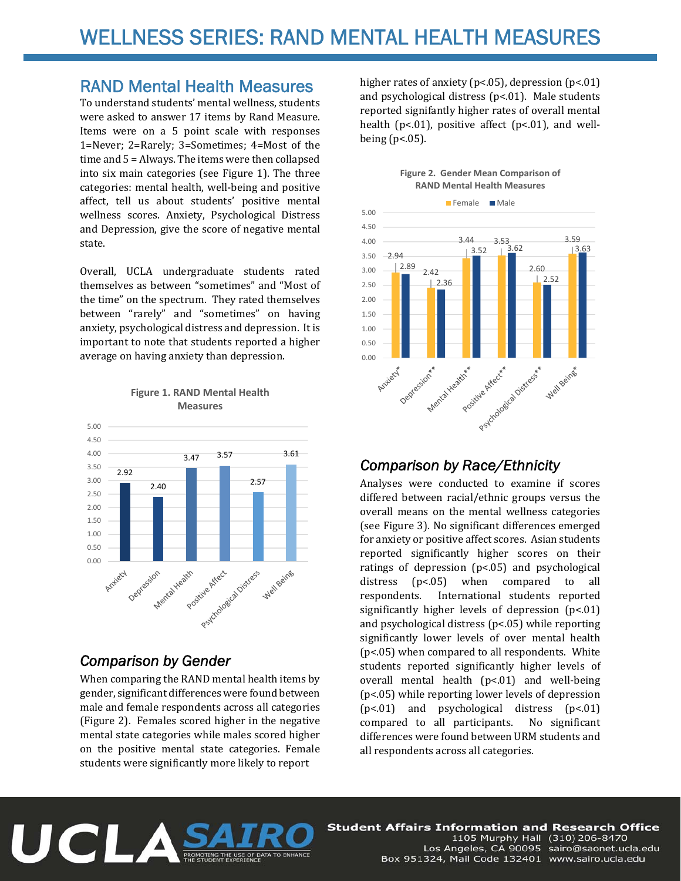# WELLNESS SERIES: RAND MENTAL HEALTH MEASURES

## RAND Mental Health Measures

To understand students' mental wellness, students were asked to answer 17 items by Rand Measure. Items were on a 5 point scale with responses 1=Never; 2=Rarely; 3=Sometimes; 4=Most of the time and 5 = Always. The items were then collapsed into six main categories (see Figure 1). The three categories: mental health, well-being and positive affect, tell us about students' positive mental wellness scores. Anxiety, Psychological Distress and Depression, give the score of negative mental state.

Overall, UCLA undergraduate students rated themselves as between "sometimes" and "Most of the time" on the spectrum. They rated themselves between "rarely" and "sometimes" on having anxiety, psychological distress and depression. It is important to note that students reported a higher average on having anxiety than depression.

**Figure 1. RAND Mental Health Measures**

| Measure | Mean |
|---|---|
| Anxiety | 2.92 |
| Depression | 2.40 |
| Mental Health | 3.47 |
| Positive Affect | 3.57 |
| Psychological Distress | 2.57 |
| Well Being | 3.61 |

## *Comparison by Gender*

When comparing the RAND mental health items by gender, significant differences were found between male and female respondents across all categories (Figure 2). Females scored higher in the negative mental state categories while males scored higher on the positive mental state categories. Female students were significantly more likely to report higher rates of anxiety ($p<.05$), depression ($p<.01$) and psychological distress ($p<.01$). Male students reported signifantly higher rates of overall mental health ($p<.01$), positive affect ($p<.01$), and well-being ($p<.05$).

**Figure 2. Gender Mean Comparison of RAND Mental Health Measures**

| Measure | Female | Male |
|---|---|---|
| Anxiety* | 2.94 | 2.89 |
| Depression** | 2.42 | 2.36 |
| Mental Health** | 3.44 | 3.52 |
| Positive Affect** | 3.53 | 3.62 |
| Psychological Distress** | 2.60 | 2.52 |
| Well Being* | 3.59 | 3.63 |

## *Comparison by Race/Ethnicity*

Analyses were conducted to examine if scores differed between racial/ethnic groups versus the overall means on the mental wellness categories (see Figure 3). No significant differences emerged for anxiety or positive affect scores. Asian students reported significantly higher scores on their ratings of depression ($p<.05$) and psychological distress ($p<.05$) when compared to all respondents. International students reported significantly higher levels of depression ($p<.01$) and psychological distress ($p<.05$) while reporting significantly lower levels of over mental health ($p<.05$) when compared to all respondents. White students reported significantly higher levels of overall mental health ($p<.01$) and well-being ($p<.05$) while reporting lower levels of depression ($p<.01$) and psychological distress ($p<.01$) compared to all participants. No significant differences were found between URM students and all respondents across all categories.

UCLA SAIRO — PROMOTING THE USE OF DATA TO ENHANCE THE STUDENT EXPERIENCE

Student Affairs Information and Research Office
1105 Murphy Hall (310) 206-8470
Los Angeles, CA 90095 sairo@saonet.ucla.edu
Box 951324, Mail Code 132401 www.sairo.ucla.edu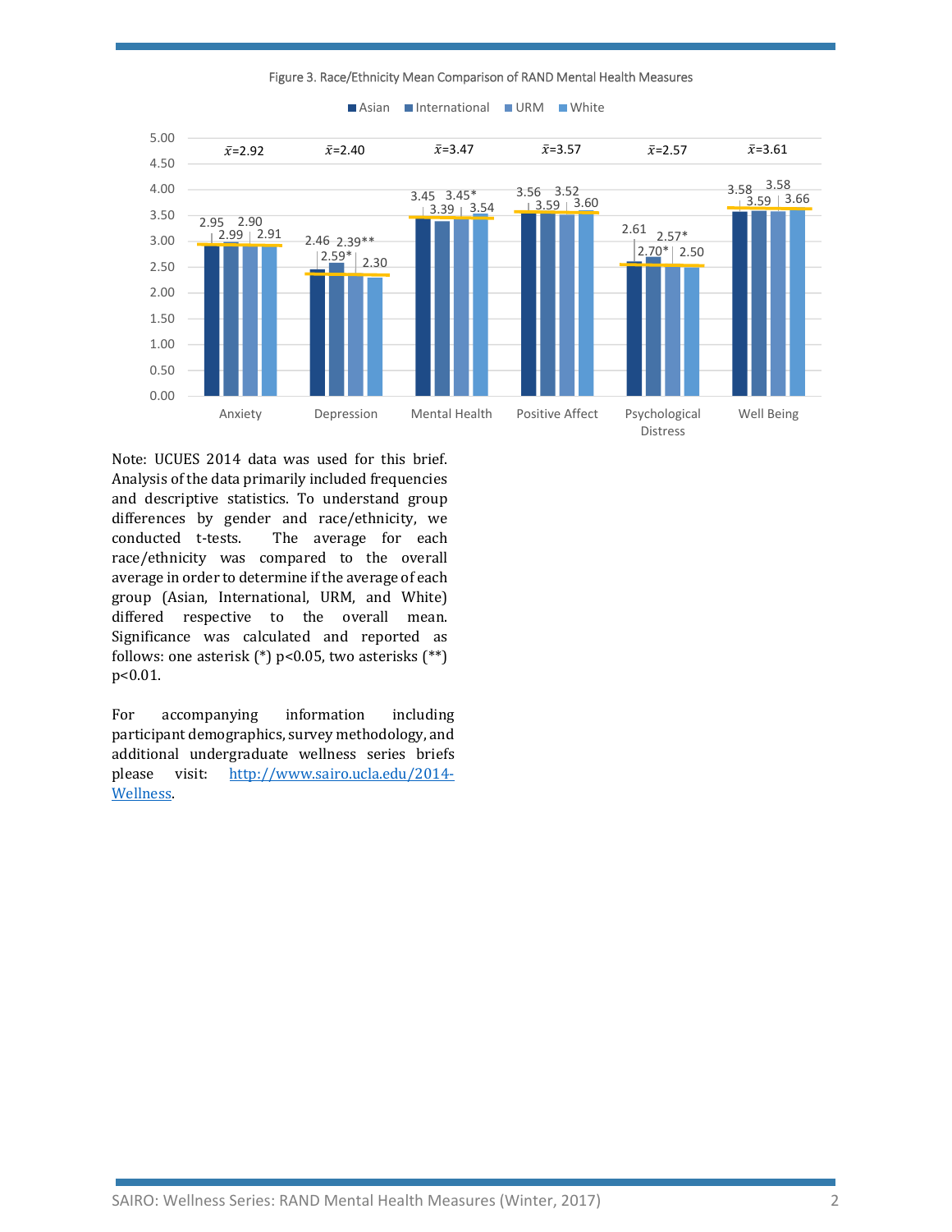Figure 3. Race/Ethnicity Mean Comparison of RAND Mental Health Measures

Asian International URM White

5.00
4.50
4.00
3.50
3.00
2.50
2.00
1.50
1.00
0.50
0.00

Anxiety: $\bar{x}$=2.92
2.95 2.99 2.90 2.91

Depression: $\bar{x}$=2.40
2.46 2.59* 2.39** 2.30

Mental Health: $\bar{x}$=3.47
3.45 3.39 3.45* 3.54

Positive Affect: $\bar{x}$=3.57
3.56 3.59 3.52 3.60

Psychological Distress: $\bar{x}$=2.57
2.61 2.70* 2.57* 2.50

Well Being: $\bar{x}$=3.61
3.58 3.59 3.58 3.66

Note: UCUES 2014 data was used for this brief. Analysis of the data primarily included frequencies and descriptive statistics. To understand group differences by gender and race/ethnicity, we conducted t-tests. The average for each race/ethnicity was compared to the overall average in order to determine if the average of each group (Asian, International, URM, and White) differed respective to the overall mean. Significance was calculated and reported as follows: one asterisk (*) $p<0.05$, two asterisks (**) $p<0.01$.

For accompanying information including participant demographics, survey methodology, and additional undergraduate wellness series briefs please visit: [http://www.sairo.ucla.edu/2014-Wellness](http://www.sairo.ucla.edu/2014-Wellness).